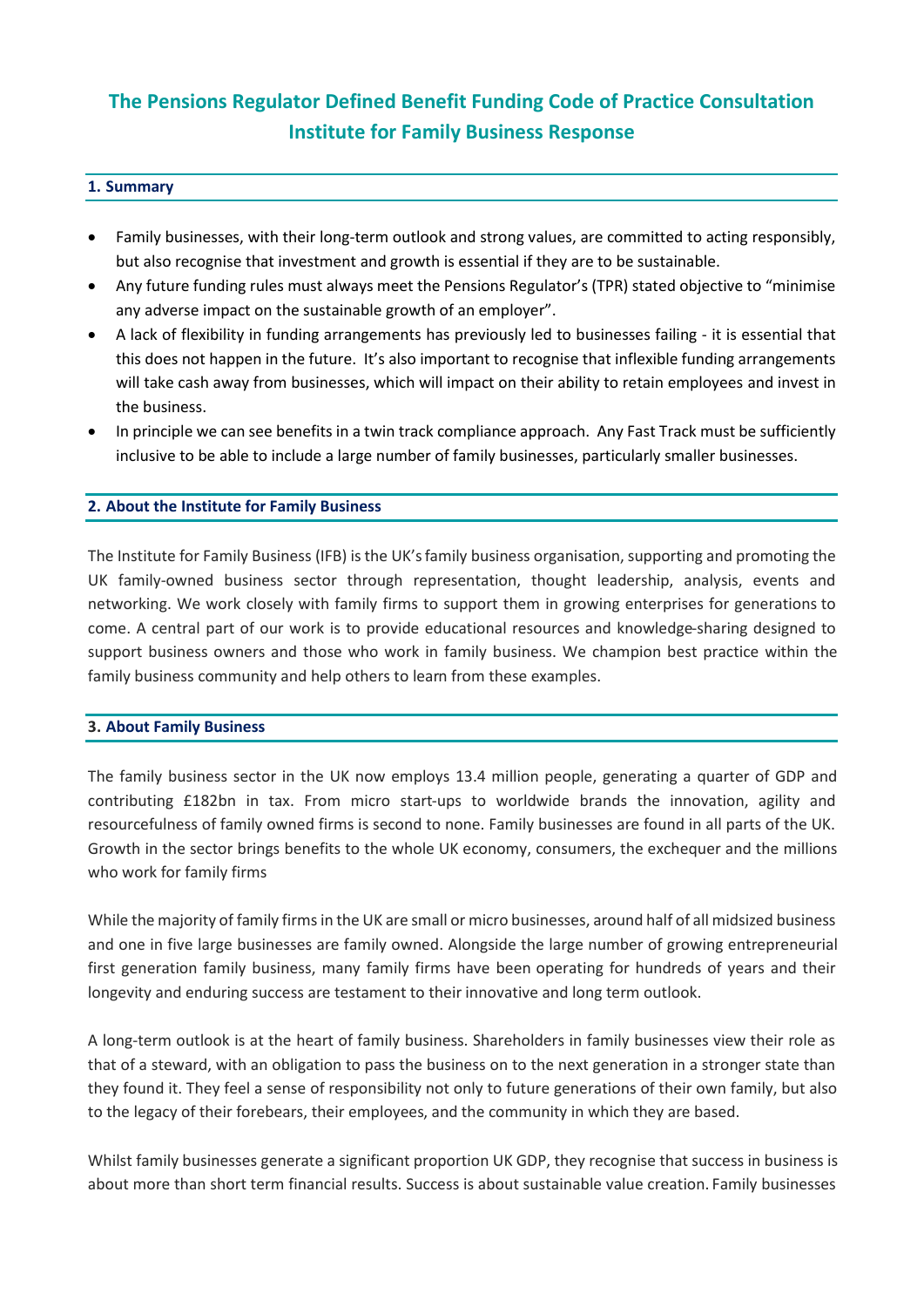# The Pensions Regulator Defined Benefit Funding Code of Practice Consultation
# Institute for Family Business Response

## 1. Summary

- Family businesses, with their long-term outlook and strong values, are committed to acting responsibly, but also recognise that investment and growth is essential if they are to be sustainable.
- Any future funding rules must always meet the Pensions Regulator's (TPR) stated objective to "minimise any adverse impact on the sustainable growth of an employer".
- A lack of flexibility in funding arrangements has previously led to businesses failing - it is essential that this does not happen in the future. It's also important to recognise that inflexible funding arrangements will take cash away from businesses, which will impact on their ability to retain employees and invest in the business.
- In principle we can see benefits in a twin track compliance approach. Any Fast Track must be sufficiently inclusive to be able to include a large number of family businesses, particularly smaller businesses.

## 2. About the Institute for Family Business

The Institute for Family Business (IFB) is the UK's family business organisation, supporting and promoting the UK family-owned business sector through representation, thought leadership, analysis, events and networking. We work closely with family firms to support them in growing enterprises for generations to come. A central part of our work is to provide educational resources and knowledge-sharing designed to support business owners and those who work in family business. We champion best practice within the family business community and help others to learn from these examples.

## 3. About Family Business

The family business sector in the UK now employs 13.4 million people, generating a quarter of GDP and contributing £182bn in tax. From micro start-ups to worldwide brands the innovation, agility and resourcefulness of family owned firms is second to none. Family businesses are found in all parts of the UK. Growth in the sector brings benefits to the whole UK economy, consumers, the exchequer and the millions who work for family firms

While the majority of family firms in the UK are small or micro businesses, around half of all midsized business and one in five large businesses are family owned. Alongside the large number of growing entrepreneurial first generation family business, many family firms have been operating for hundreds of years and their longevity and enduring success are testament to their innovative and long term outlook.

A long-term outlook is at the heart of family business. Shareholders in family businesses view their role as that of a steward, with an obligation to pass the business on to the next generation in a stronger state than they found it. They feel a sense of responsibility not only to future generations of their own family, but also to the legacy of their forebears, their employees, and the community in which they are based.

Whilst family businesses generate a significant proportion UK GDP, they recognise that success in business is about more than short term financial results. Success is about sustainable value creation. Family businesses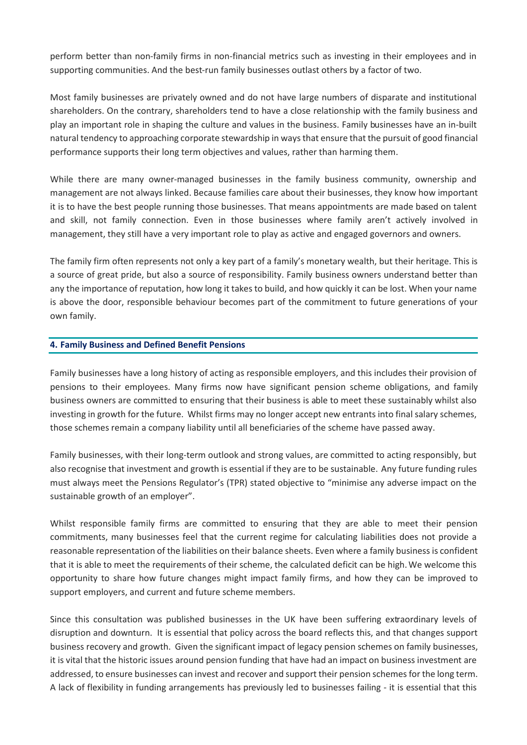perform better than non-family firms in non-financial metrics such as investing in their employees and in supporting communities. And the best-run family businesses outlast others by a factor of two.

Most family businesses are privately owned and do not have large numbers of disparate and institutional shareholders. On the contrary, shareholders tend to have a close relationship with the family business and play an important role in shaping the culture and values in the business. Family businesses have an in-built natural tendency to approaching corporate stewardship in ways that ensure that the pursuit of good financial performance supports their long term objectives and values, rather than harming them.

While there are many owner-managed businesses in the family business community, ownership and management are not always linked. Because families care about their businesses, they know how important it is to have the best people running those businesses. That means appointments are made based on talent and skill, not family connection. Even in those businesses where family aren't actively involved in management, they still have a very important role to play as active and engaged governors and owners.

The family firm often represents not only a key part of a family's monetary wealth, but their heritage. This is a source of great pride, but also a source of responsibility. Family business owners understand better than any the importance of reputation, how long it takes to build, and how quickly it can be lost. When your name is above the door, responsible behaviour becomes part of the commitment to future generations of your own family.

## 4. Family Business and Defined Benefit Pensions

Family businesses have a long history of acting as responsible employers, and this includes their provision of pensions to their employees. Many firms now have significant pension scheme obligations, and family business owners are committed to ensuring that their business is able to meet these sustainably whilst also investing in growth for the future. Whilst firms may no longer accept new entrants into final salary schemes, those schemes remain a company liability until all beneficiaries of the scheme have passed away.

Family businesses, with their long-term outlook and strong values, are committed to acting responsibly, but also recognise that investment and growth is essential if they are to be sustainable. Any future funding rules must always meet the Pensions Regulator's (TPR) stated objective to "minimise any adverse impact on the sustainable growth of an employer".

Whilst responsible family firms are committed to ensuring that they are able to meet their pension commitments, many businesses feel that the current regime for calculating liabilities does not provide a reasonable representation of the liabilities on their balance sheets. Even where a family business is confident that it is able to meet the requirements of their scheme, the calculated deficit can be high. We welcome this opportunity to share how future changes might impact family firms, and how they can be improved to support employers, and current and future scheme members.

Since this consultation was published businesses in the UK have been suffering extraordinary levels of disruption and downturn. It is essential that policy across the board reflects this, and that changes support business recovery and growth. Given the significant impact of legacy pension schemes on family businesses, it is vital that the historic issues around pension funding that have had an impact on business investment are addressed, to ensure businesses can invest and recover and support their pension schemes for the long term. A lack of flexibility in funding arrangements has previously led to businesses failing - it is essential that this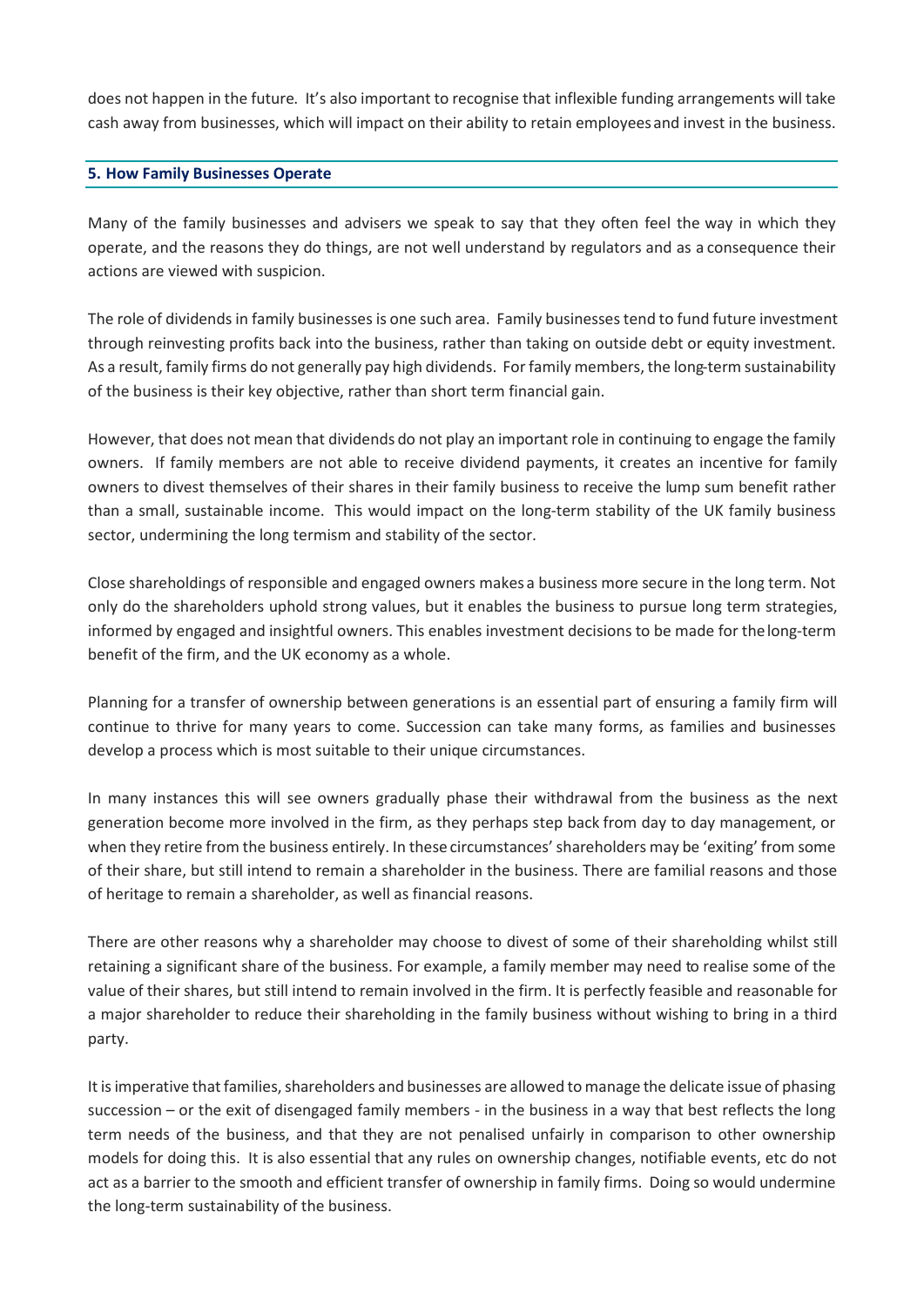does not happen in the future. It's also important to recognise that inflexible funding arrangements will take cash away from businesses, which will impact on their ability to retain employees and invest in the business.

## 5. How Family Businesses Operate

Many of the family businesses and advisers we speak to say that they often feel the way in which they operate, and the reasons they do things, are not well understand by regulators and as a consequence their actions are viewed with suspicion.

The role of dividends in family businesses is one such area. Family businesses tend to fund future investment through reinvesting profits back into the business, rather than taking on outside debt or equity investment. As a result, family firms do not generally pay high dividends. For family members, the long-term sustainability of the business is their key objective, rather than short term financial gain.

However, that does not mean that dividends do not play an important role in continuing to engage the family owners. If family members are not able to receive dividend payments, it creates an incentive for family owners to divest themselves of their shares in their family business to receive the lump sum benefit rather than a small, sustainable income. This would impact on the long-term stability of the UK family business sector, undermining the long termism and stability of the sector.

Close shareholdings of responsible and engaged owners makes a business more secure in the long term. Not only do the shareholders uphold strong values, but it enables the business to pursue long term strategies, informed by engaged and insightful owners. This enables investment decisions to be made for the long-term benefit of the firm, and the UK economy as a whole.

Planning for a transfer of ownership between generations is an essential part of ensuring a family firm will continue to thrive for many years to come. Succession can take many forms, as families and businesses develop a process which is most suitable to their unique circumstances.

In many instances this will see owners gradually phase their withdrawal from the business as the next generation become more involved in the firm, as they perhaps step back from day to day management, or when they retire from the business entirely. In these circumstances' shareholders may be 'exiting' from some of their share, but still intend to remain a shareholder in the business. There are familial reasons and those of heritage to remain a shareholder, as well as financial reasons.

There are other reasons why a shareholder may choose to divest of some of their shareholding whilst still retaining a significant share of the business. For example, a family member may need to realise some of the value of their shares, but still intend to remain involved in the firm. It is perfectly feasible and reasonable for a major shareholder to reduce their shareholding in the family business without wishing to bring in a third party.

It is imperative that families, shareholders and businesses are allowed to manage the delicate issue of phasing succession – or the exit of disengaged family members - in the business in a way that best reflects the long term needs of the business, and that they are not penalised unfairly in comparison to other ownership models for doing this. It is also essential that any rules on ownership changes, notifiable events, etc do not act as a barrier to the smooth and efficient transfer of ownership in family firms. Doing so would undermine the long-term sustainability of the business.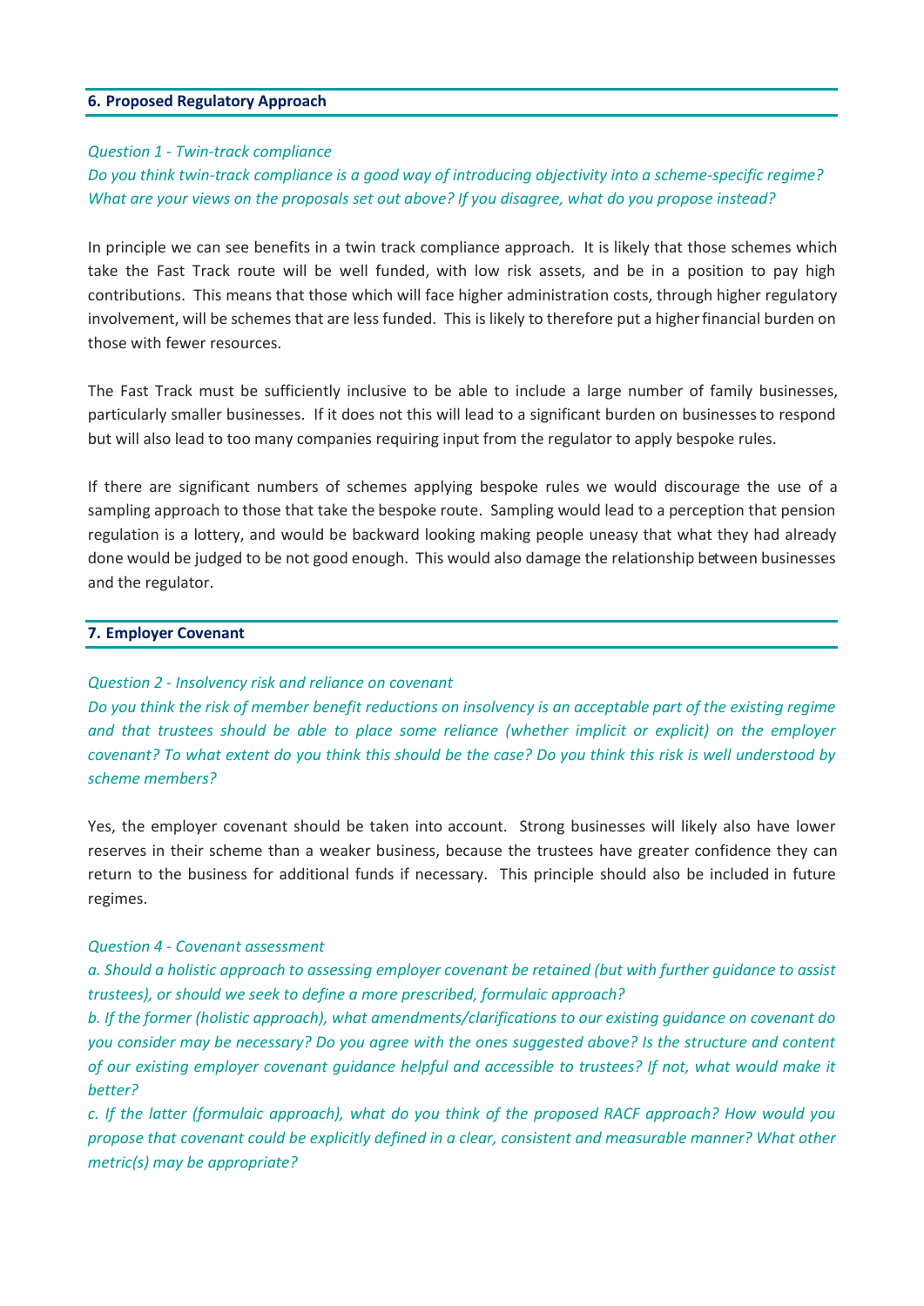## 6. Proposed Regulatory Approach

*Question 1 - Twin-track compliance*

*Do you think twin-track compliance is a good way of introducing objectivity into a scheme-specific regime? What are your views on the proposals set out above? If you disagree, what do you propose instead?*

In principle we can see benefits in a twin track compliance approach. It is likely that those schemes which take the Fast Track route will be well funded, with low risk assets, and be in a position to pay high contributions. This means that those which will face higher administration costs, through higher regulatory involvement, will be schemes that are less funded. This is likely to therefore put a higher financial burden on those with fewer resources.

The Fast Track must be sufficiently inclusive to be able to include a large number of family businesses, particularly smaller businesses. If it does not this will lead to a significant burden on businesses to respond but will also lead to too many companies requiring input from the regulator to apply bespoke rules.

If there are significant numbers of schemes applying bespoke rules we would discourage the use of a sampling approach to those that take the bespoke route. Sampling would lead to a perception that pension regulation is a lottery, and would be backward looking making people uneasy that what they had already done would be judged to be not good enough. This would also damage the relationship between businesses and the regulator.

## 7. Employer Covenant

*Question 2 - Insolvency risk and reliance on covenant*

*Do you think the risk of member benefit reductions on insolvency is an acceptable part of the existing regime and that trustees should be able to place some reliance (whether implicit or explicit) on the employer covenant? To what extent do you think this should be the case? Do you think this risk is well understood by scheme members?*

Yes, the employer covenant should be taken into account. Strong businesses will likely also have lower reserves in their scheme than a weaker business, because the trustees have greater confidence they can return to the business for additional funds if necessary. This principle should also be included in future regimes.

*Question 4 - Covenant assessment*

*a. Should a holistic approach to assessing employer covenant be retained (but with further guidance to assist trustees), or should we seek to define a more prescribed, formulaic approach?*

*b. If the former (holistic approach), what amendments/clarifications to our existing guidance on covenant do you consider may be necessary? Do you agree with the ones suggested above? Is the structure and content of our existing employer covenant guidance helpful and accessible to trustees? If not, what would make it better?*

*c. If the latter (formulaic approach), what do you think of the proposed RACF approach? How would you propose that covenant could be explicitly defined in a clear, consistent and measurable manner? What other metric(s) may be appropriate?*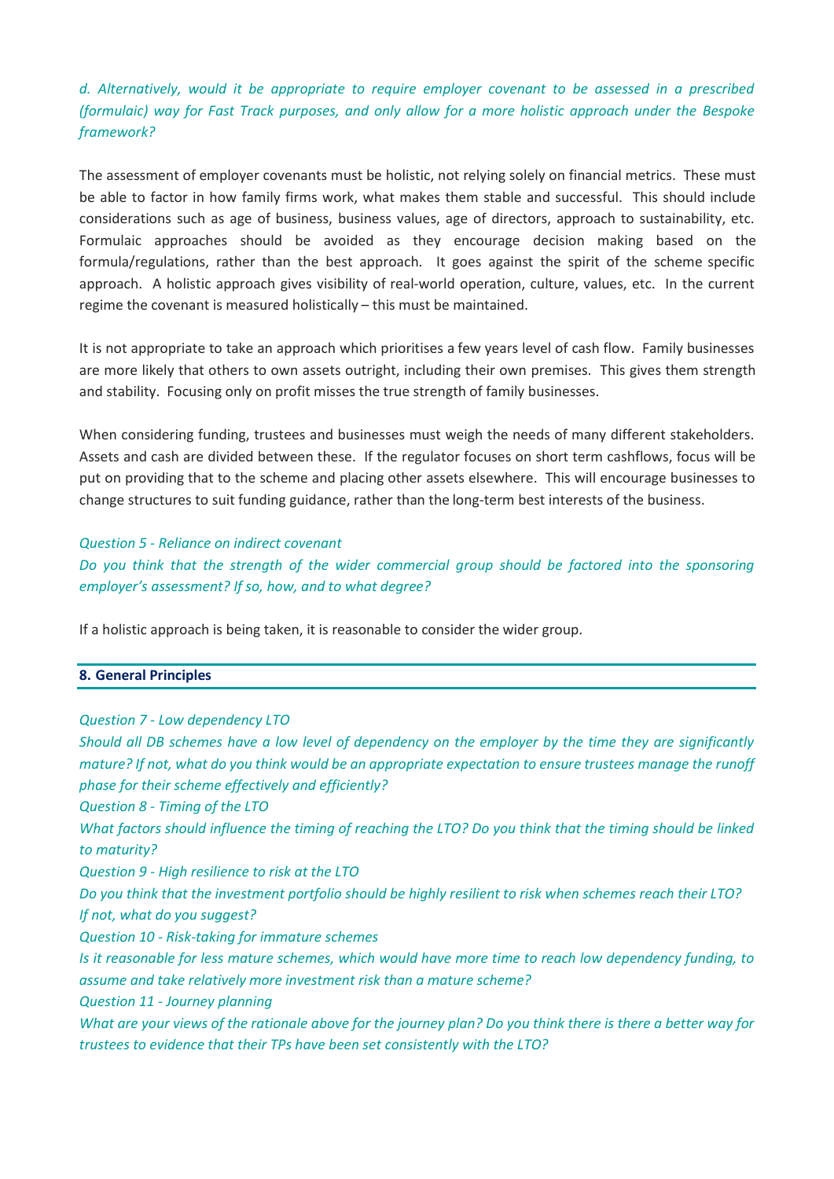*d. Alternatively, would it be appropriate to require employer covenant to be assessed in a prescribed (formulaic) way for Fast Track purposes, and only allow for a more holistic approach under the Bespoke framework?*

The assessment of employer covenants must be holistic, not relying solely on financial metrics. These must be able to factor in how family firms work, what makes them stable and successful. This should include considerations such as age of business, business values, age of directors, approach to sustainability, etc. Formulaic approaches should be avoided as they encourage decision making based on the formula/regulations, rather than the best approach. It goes against the spirit of the scheme specific approach. A holistic approach gives visibility of real-world operation, culture, values, etc. In the current regime the covenant is measured holistically – this must be maintained.

It is not appropriate to take an approach which prioritises a few years level of cash flow. Family businesses are more likely that others to own assets outright, including their own premises. This gives them strength and stability. Focusing only on profit misses the true strength of family businesses.

When considering funding, trustees and businesses must weigh the needs of many different stakeholders. Assets and cash are divided between these. If the regulator focuses on short term cashflows, focus will be put on providing that to the scheme and placing other assets elsewhere. This will encourage businesses to change structures to suit funding guidance, rather than the long-term best interests of the business.

*Question 5 - Reliance on indirect covenant*

*Do you think that the strength of the wider commercial group should be factored into the sponsoring employer's assessment? If so, how, and to what degree?*

If a holistic approach is being taken, it is reasonable to consider the wider group.

## 8. General Principles

*Question 7 - Low dependency LTO*

*Should all DB schemes have a low level of dependency on the employer by the time they are significantly mature? If not, what do you think would be an appropriate expectation to ensure trustees manage the runoff phase for their scheme effectively and efficiently?*

*Question 8 - Timing of the LTO*

*What factors should influence the timing of reaching the LTO? Do you think that the timing should be linked to maturity?*

*Question 9 - High resilience to risk at the LTO*

*Do you think that the investment portfolio should be highly resilient to risk when schemes reach their LTO? If not, what do you suggest?*

*Question 10 - Risk-taking for immature schemes*

*Is it reasonable for less mature schemes, which would have more time to reach low dependency funding, to assume and take relatively more investment risk than a mature scheme?*

*Question 11 - Journey planning*

*What are your views of the rationale above for the journey plan? Do you think there is there a better way for trustees to evidence that their TPs have been set consistently with the LTO?*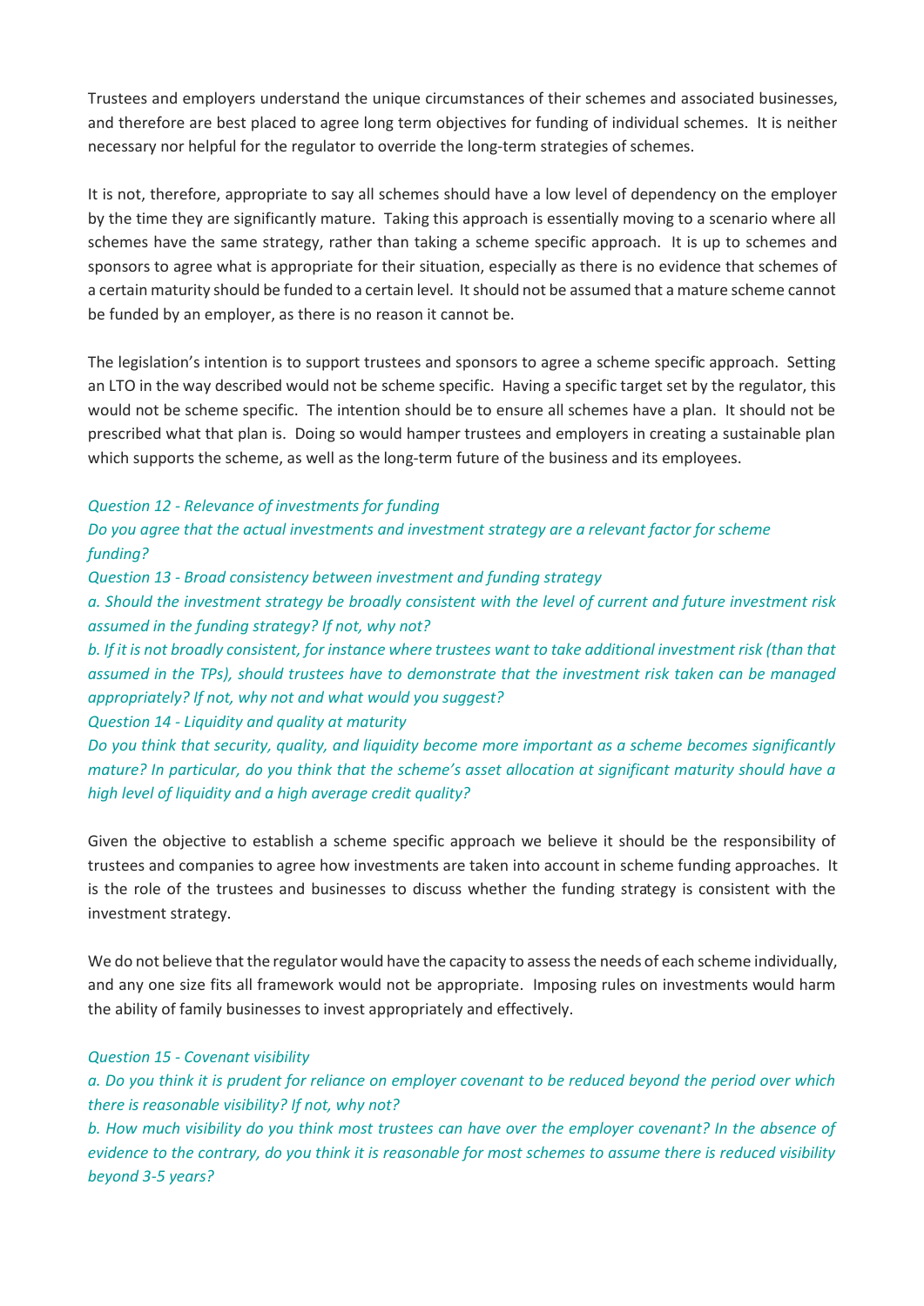Trustees and employers understand the unique circumstances of their schemes and associated businesses, and therefore are best placed to agree long term objectives for funding of individual schemes. It is neither necessary nor helpful for the regulator to override the long-term strategies of schemes.

It is not, therefore, appropriate to say all schemes should have a low level of dependency on the employer by the time they are significantly mature. Taking this approach is essentially moving to a scenario where all schemes have the same strategy, rather than taking a scheme specific approach. It is up to schemes and sponsors to agree what is appropriate for their situation, especially as there is no evidence that schemes of a certain maturity should be funded to a certain level. It should not be assumed that a mature scheme cannot be funded by an employer, as there is no reason it cannot be.

The legislation's intention is to support trustees and sponsors to agree a scheme specific approach. Setting an LTO in the way described would not be scheme specific. Having a specific target set by the regulator, this would not be scheme specific. The intention should be to ensure all schemes have a plan. It should not be prescribed what that plan is. Doing so would hamper trustees and employers in creating a sustainable plan which supports the scheme, as well as the long-term future of the business and its employees.

*Question 12 - Relevance of investments for funding*

*Do you agree that the actual investments and investment strategy are a relevant factor for scheme funding?*

*Question 13 - Broad consistency between investment and funding strategy*

*a. Should the investment strategy be broadly consistent with the level of current and future investment risk assumed in the funding strategy? If not, why not?*

*b. If it is not broadly consistent, for instance where trustees want to take additional investment risk (than that assumed in the TPs), should trustees have to demonstrate that the investment risk taken can be managed appropriately? If not, why not and what would you suggest?*

*Question 14 - Liquidity and quality at maturity*

*Do you think that security, quality, and liquidity become more important as a scheme becomes significantly mature? In particular, do you think that the scheme's asset allocation at significant maturity should have a high level of liquidity and a high average credit quality?*

Given the objective to establish a scheme specific approach we believe it should be the responsibility of trustees and companies to agree how investments are taken into account in scheme funding approaches. It is the role of the trustees and businesses to discuss whether the funding strategy is consistent with the investment strategy.

We do not believe that the regulator would have the capacity to assess the needs of each scheme individually, and any one size fits all framework would not be appropriate. Imposing rules on investments would harm the ability of family businesses to invest appropriately and effectively.

*Question 15 - Covenant visibility*

*a. Do you think it is prudent for reliance on employer covenant to be reduced beyond the period over which there is reasonable visibility? If not, why not?*

*b. How much visibility do you think most trustees can have over the employer covenant? In the absence of evidence to the contrary, do you think it is reasonable for most schemes to assume there is reduced visibility beyond 3-5 years?*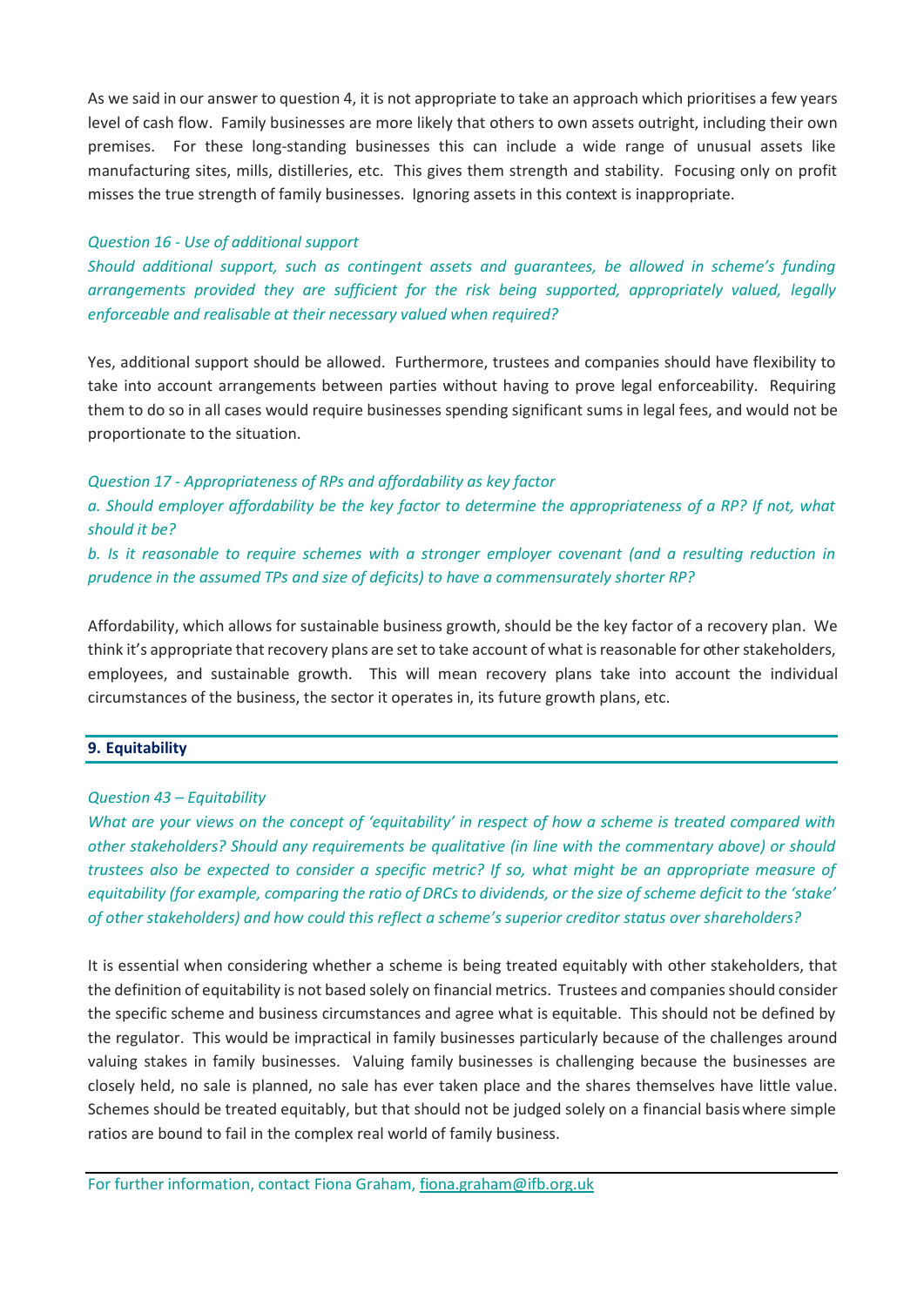As we said in our answer to question 4, it is not appropriate to take an approach which prioritises a few years level of cash flow. Family businesses are more likely that others to own assets outright, including their own premises. For these long-standing businesses this can include a wide range of unusual assets like manufacturing sites, mills, distilleries, etc. This gives them strength and stability. Focusing only on profit misses the true strength of family businesses. Ignoring assets in this context is inappropriate.

*Question 16 - Use of additional support*

*Should additional support, such as contingent assets and guarantees, be allowed in scheme's funding arrangements provided they are sufficient for the risk being supported, appropriately valued, legally enforceable and realisable at their necessary valued when required?*

Yes, additional support should be allowed. Furthermore, trustees and companies should have flexibility to take into account arrangements between parties without having to prove legal enforceability. Requiring them to do so in all cases would require businesses spending significant sums in legal fees, and would not be proportionate to the situation.

*Question 17 - Appropriateness of RPs and affordability as key factor*

*a. Should employer affordability be the key factor to determine the appropriateness of a RP? If not, what should it be?*

*b. Is it reasonable to require schemes with a stronger employer covenant (and a resulting reduction in prudence in the assumed TPs and size of deficits) to have a commensurately shorter RP?*

Affordability, which allows for sustainable business growth, should be the key factor of a recovery plan. We think it's appropriate that recovery plans are set to take account of what is reasonable for other stakeholders, employees, and sustainable growth. This will mean recovery plans take into account the individual circumstances of the business, the sector it operates in, its future growth plans, etc.

## 9. Equitability

*Question 43 – Equitability*

*What are your views on the concept of 'equitability' in respect of how a scheme is treated compared with other stakeholders? Should any requirements be qualitative (in line with the commentary above) or should trustees also be expected to consider a specific metric? If so, what might be an appropriate measure of equitability (for example, comparing the ratio of DRCs to dividends, or the size of scheme deficit to the 'stake' of other stakeholders) and how could this reflect a scheme's superior creditor status over shareholders?*

It is essential when considering whether a scheme is being treated equitably with other stakeholders, that the definition of equitability is not based solely on financial metrics. Trustees and companies should consider the specific scheme and business circumstances and agree what is equitable. This should not be defined by the regulator. This would be impractical in family businesses particularly because of the challenges around valuing stakes in family businesses. Valuing family businesses is challenging because the businesses are closely held, no sale is planned, no sale has ever taken place and the shares themselves have little value. Schemes should be treated equitably, but that should not be judged solely on a financial basis where simple ratios are bound to fail in the complex real world of family business.

For further information, contact Fiona Graham, [fiona.graham@ifb.org.uk](mailto:fiona.graham@ifb.org.uk)